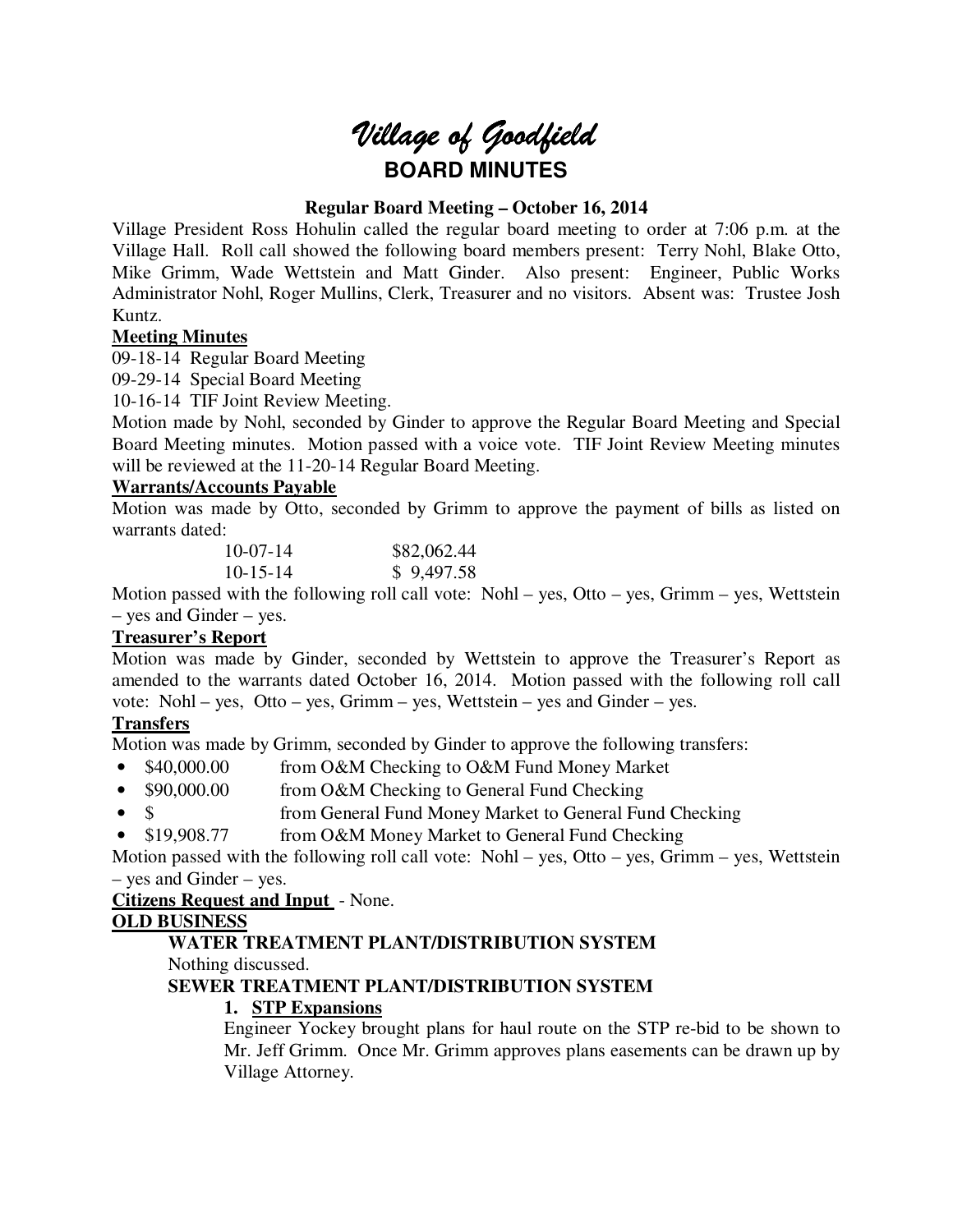# *Village of Goodfield*

## BOARD MINUTES

**Regular Board Meeting – October 16, 2014**

Village President Ross Hohulin called the regular board meeting to order at 7:06 p.m. at the Village Hall. Roll call showed the following board members present: Terry Nohl, Blake Otto, Mike Grimm, Wade Wettstein and Matt Ginder. Also present: Engineer, Public Works Administrator Nohl, Roger Mullins, Clerk, Treasurer and no visitors. Absent was: Trustee Josh Kuntz.

**Meeting Minutes**

09-18-14 Regular Board Meeting

09-29-14 Special Board Meeting

10-16-14 TIF Joint Review Meeting.

Motion made by Nohl, seconded by Ginder to approve the Regular Board Meeting and Special Board Meeting minutes. Motion passed with a voice vote. TIF Joint Review Meeting minutes will be reviewed at the 11-20-14 Regular Board Meeting.

**Warrants/Accounts Payable**

Motion was made by Otto, seconded by Grimm to approve the payment of bills as listed on warrants dated:

| | |
|---|---|
| 10-07-14 | $82,062.44 |
| 10-15-14 | $ 9,497.58 |

Motion passed with the following roll call vote: Nohl – yes, Otto – yes, Grimm – yes, Wettstein – yes and Ginder – yes.

**Treasurer's Report**

Motion was made by Ginder, seconded by Wettstein to approve the Treasurer's Report as amended to the warrants dated October 16, 2014. Motion passed with the following roll call vote: Nohl – yes, Otto – yes, Grimm – yes, Wettstein – yes and Ginder – yes.

**Transfers**

Motion was made by Grimm, seconded by Ginder to approve the following transfers:

- $40,000.00 from O&M Checking to O&M Fund Money Market
- $90,000.00 from O&M Checking to General Fund Checking
- $ from General Fund Money Market to General Fund Checking
- $19,908.77 from O&M Money Market to General Fund Checking

Motion passed with the following roll call vote: Nohl – yes, Otto – yes, Grimm – yes, Wettstein – yes and Ginder – yes.

**Citizens Request and Input** - None.

**OLD BUSINESS**

**WATER TREATMENT PLANT/DISTRIBUTION SYSTEM**

Nothing discussed.

**SEWER TREATMENT PLANT/DISTRIBUTION SYSTEM**

1. **STP Expansions**

   Engineer Yockey brought plans for haul route on the STP re-bid to be shown to Mr. Jeff Grimm. Once Mr. Grimm approves plans easements can be drawn up by Village Attorney.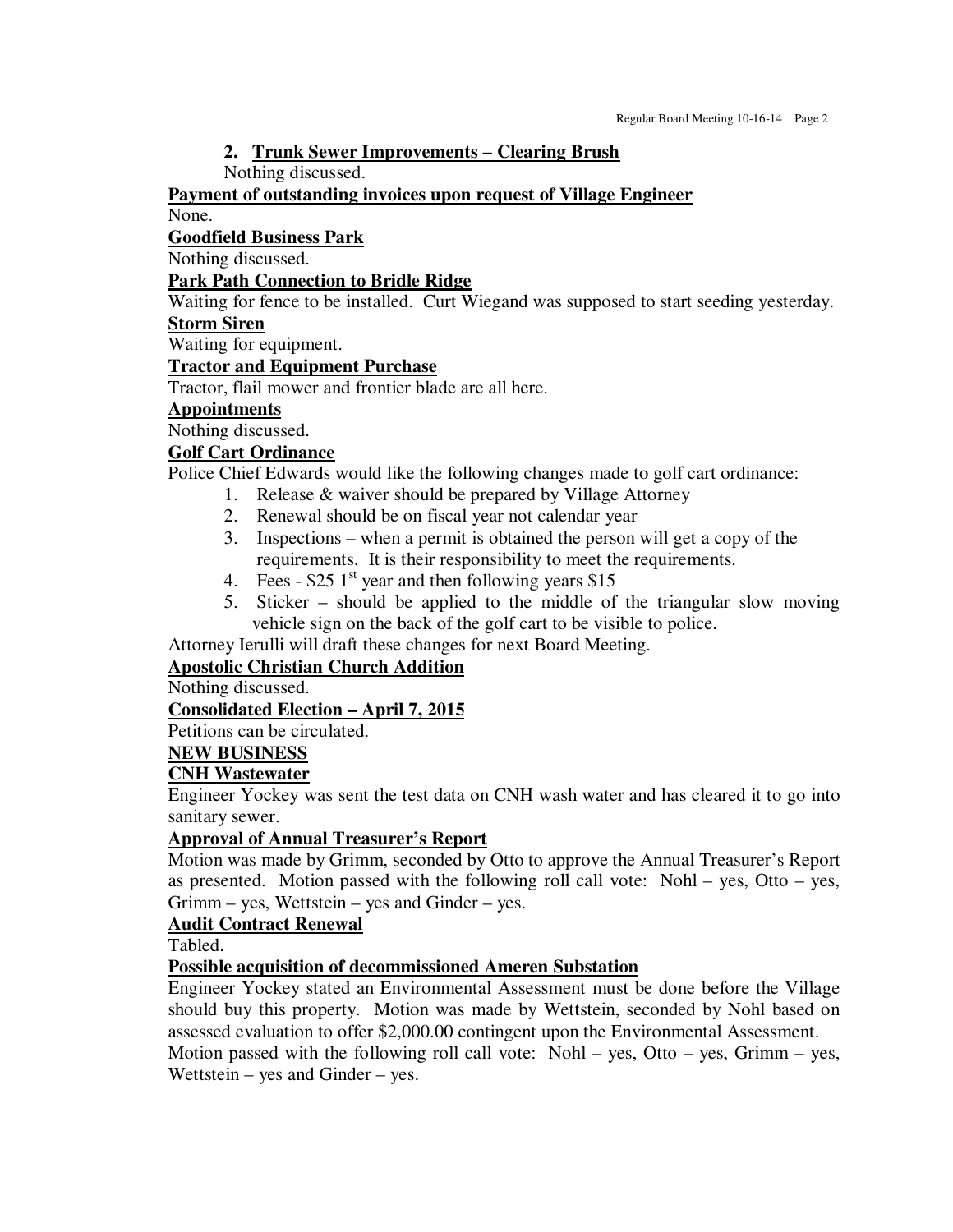2. **Trunk Sewer Improvements – Clearing Brush**

   Nothing discussed.

**Payment of outstanding invoices upon request of Village Engineer**

None.

**Goodfield Business Park**

Nothing discussed.

**Park Path Connection to Bridle Ridge**

Waiting for fence to be installed. Curt Wiegand was supposed to start seeding yesterday.

**Storm Siren**

Waiting for equipment.

**Tractor and Equipment Purchase**

Tractor, flail mower and frontier blade are all here.

**Appointments**

Nothing discussed.

**Golf Cart Ordinance**

Police Chief Edwards would like the following changes made to golf cart ordinance:

1. Release & waiver should be prepared by Village Attorney
2. Renewal should be on fiscal year not calendar year
3. Inspections – when a permit is obtained the person will get a copy of the requirements. It is their responsibility to meet the requirements.
4. Fees - $25 1st year and then following years $15
5. Sticker – should be applied to the middle of the triangular slow moving vehicle sign on the back of the golf cart to be visible to police.

Attorney Ierulli will draft these changes for next Board Meeting.

**Apostolic Christian Church Addition**

Nothing discussed.

**Consolidated Election – April 7, 2015**

Petitions can be circulated.

**NEW BUSINESS**

**CNH Wastewater**

Engineer Yockey was sent the test data on CNH wash water and has cleared it to go into sanitary sewer.

**Approval of Annual Treasurer's Report**

Motion was made by Grimm, seconded by Otto to approve the Annual Treasurer's Report as presented. Motion passed with the following roll call vote: Nohl – yes, Otto – yes, Grimm – yes, Wettstein – yes and Ginder – yes.

**Audit Contract Renewal**

Tabled.

**Possible acquisition of decommissioned Ameren Substation**

Engineer Yockey stated an Environmental Assessment must be done before the Village should buy this property. Motion was made by Wettstein, seconded by Nohl based on assessed evaluation to offer $2,000.00 contingent upon the Environmental Assessment. Motion passed with the following roll call vote: Nohl – yes, Otto – yes, Grimm – yes, Wettstein – yes and Ginder – yes.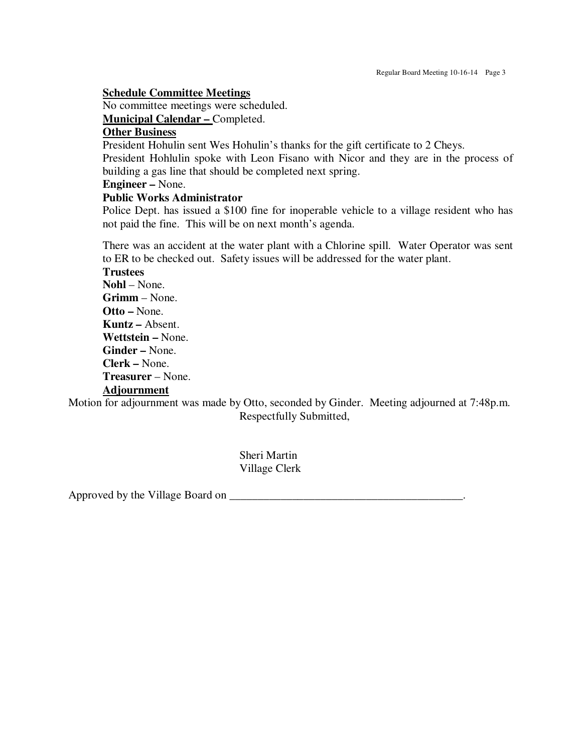**Schedule Committee Meetings**

No committee meetings were scheduled.

**Municipal Calendar –** Completed.

**Other Business**

President Hohulin sent Wes Hohulin's thanks for the gift certificate to 2 Cheys.

President Hohlulin spoke with Leon Fisano with Nicor and they are in the process of building a gas line that should be completed next spring.

**Engineer –** None.

**Public Works Administrator**

Police Dept. has issued a $100 fine for inoperable vehicle to a village resident who has not paid the fine. This will be on next month's agenda.

There was an accident at the water plant with a Chlorine spill. Water Operator was sent to ER to be checked out. Safety issues will be addressed for the water plant.

**Trustees**

**Nohl** – None.
**Grimm** – None.
**Otto –** None.
**Kuntz –** Absent.
**Wettstein –** None.
**Ginder –** None.
**Clerk –** None.
**Treasurer** – None.

**Adjournment**

Motion for adjournment was made by Otto, seconded by Ginder. Meeting adjourned at 7:48p.m.

Respectfully Submitted,

Sheri Martin
Village Clerk

Approved by the Village Board on ___________________________________________.